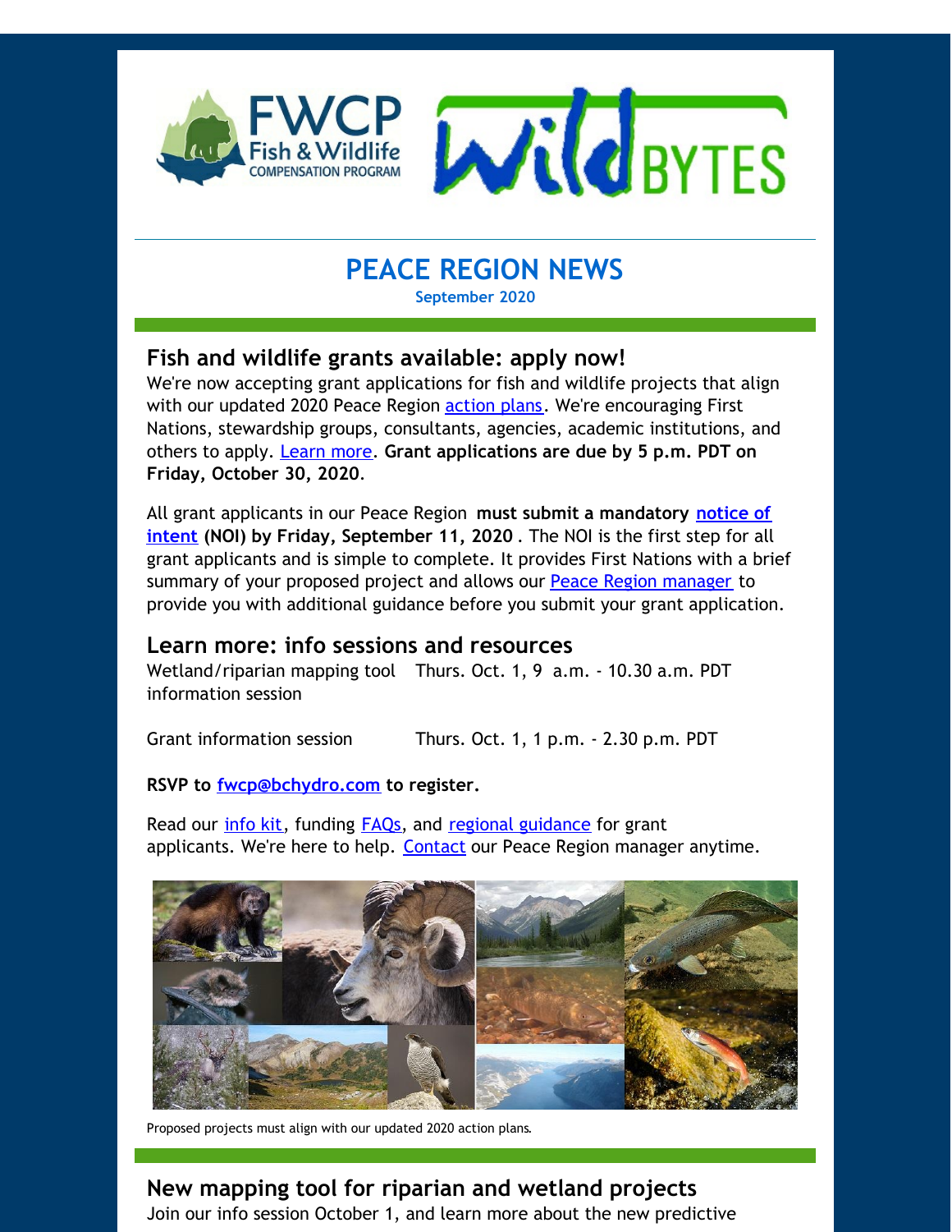# PEACE REGION NEWS

**September 2020**

## Fish and wildlife grants available: apply now!

We're now accepting grant applications for fish and wildlife projects that align with our updated 2020 Peace Region action plans. We're encouraging First Nations, stewardship groups, consultants, agencies, academic institutions, and others to apply. Learn more. **Grant applications are due by 5 p.m. PDT on Friday, October 30, 2020**.

All grant applicants in our Peace Region **must submit a mandatory notice of intent (NOI) by Friday, September 11, 2020**. The NOI is the first step for all grant applicants and is simple to complete. It provides First Nations with a brief summary of your proposed project and allows our Peace Region manager to provide you with additional guidance before you submit your grant application.

## Learn more: info sessions and resources

| | |
|---|---|
| Wetland/riparian mapping tool information session | Thurs. Oct. 1, 9 a.m. - 10.30 a.m. PDT |
| Grant information session | Thurs. Oct. 1, 1 p.m. - 2.30 p.m. PDT |

**RSVP to fwcp@bchydro.com to register.**

Read our info kit, funding FAQs, and regional guidance for grant applicants. We're here to help. Contact our Peace Region manager anytime.

Proposed projects must align with our updated 2020 action plans.

## New mapping tool for riparian and wetland projects

Join our info session October 1, and learn more about the new predictive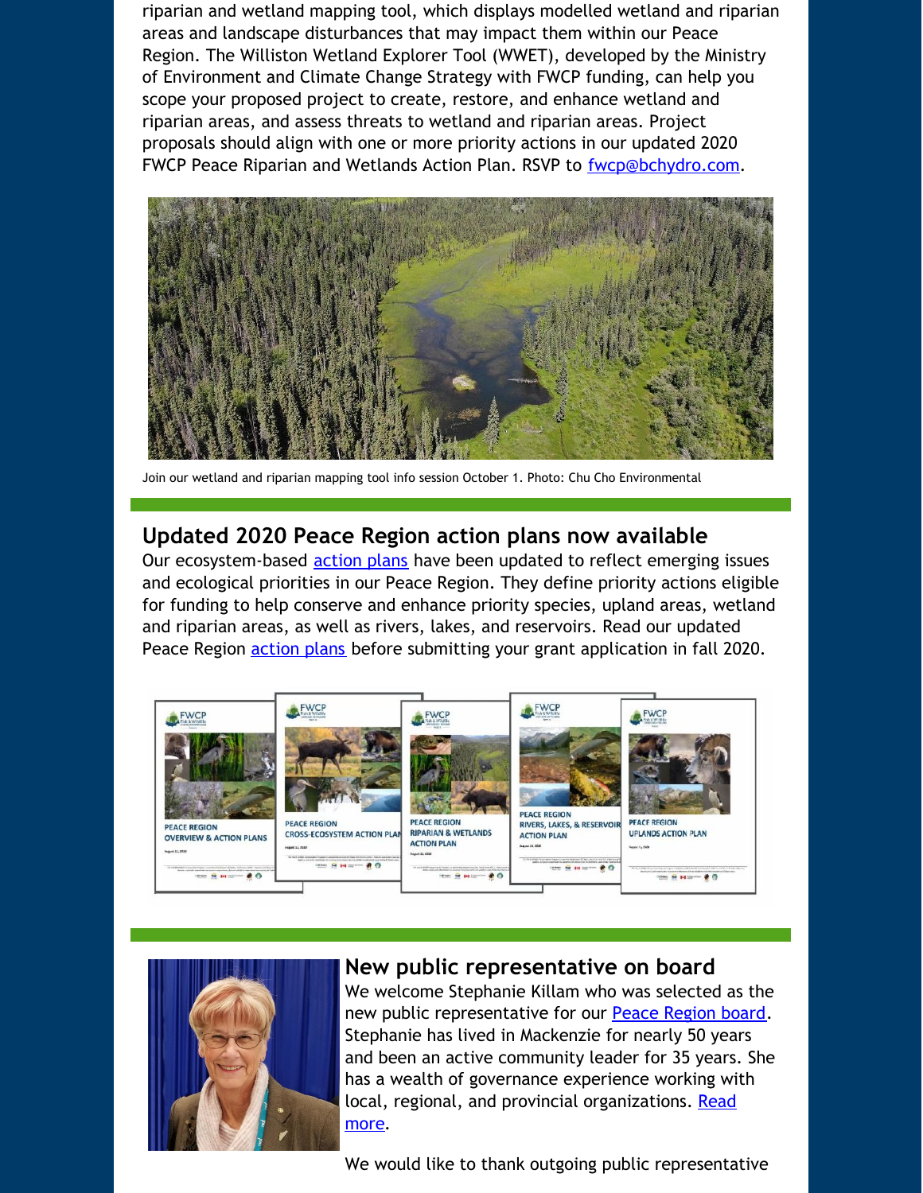riparian and wetland mapping tool, which displays modelled wetland and riparian areas and landscape disturbances that may impact them within our Peace Region. The Williston Wetland Explorer Tool (WWET), developed by the Ministry of Environment and Climate Change Strategy with FWCP funding, can help you scope your proposed project to create, restore, and enhance wetland and riparian areas, and assess threats to wetland and riparian areas. Project proposals should align with one or more priority actions in our updated 2020 FWCP Peace Riparian and Wetlands Action Plan. RSVP to fwcp@bchydro.com.

Join our wetland and riparian mapping tool info session October 1. Photo: Chu Cho Environmental

## Updated 2020 Peace Region action plans now available

Our ecosystem-based action plans have been updated to reflect emerging issues and ecological priorities in our Peace Region. They define priority actions eligible for funding to help conserve and enhance priority species, upland areas, wetland and riparian areas, as well as rivers, lakes, and reservoirs. Read our updated Peace Region action plans before submitting your grant application in fall 2020.

## New public representative on board

We welcome Stephanie Killam who was selected as the new public representative for our Peace Region board. Stephanie has lived in Mackenzie for nearly 50 years and been an active community leader for 35 years. She has a wealth of governance experience working with local, regional, and provincial organizations. Read more.

We would like to thank outgoing public representative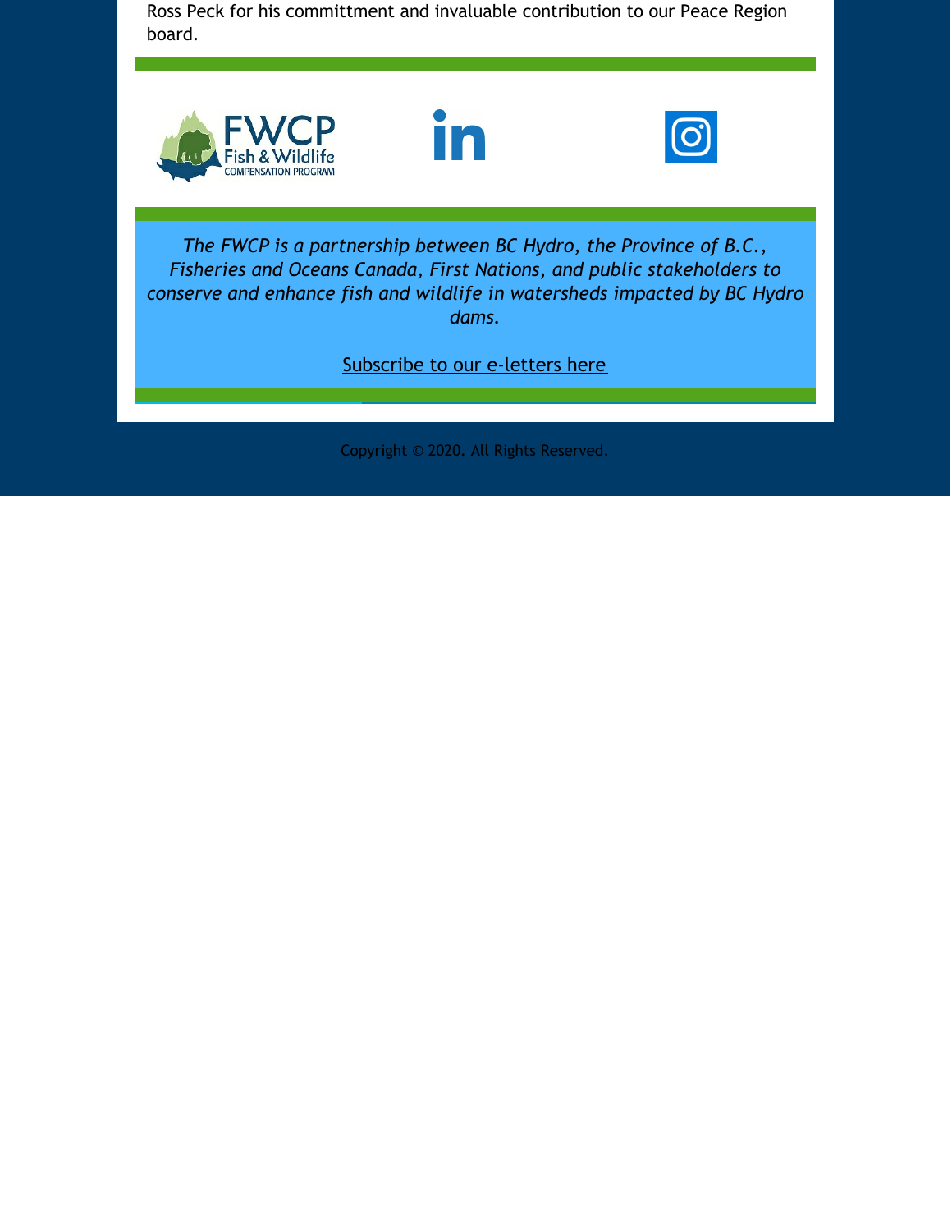Ross Peck for his committment and invaluable contribution to our Peace Region board.

*The FWCP is a partnership between BC Hydro, the Province of B.C., Fisheries and Oceans Canada, First Nations, and public stakeholders to conserve and enhance fish and wildlife in watersheds impacted by BC Hydro dams.*

Subscribe to our e-letters here

Copyright © 2020. All Rights Reserved.